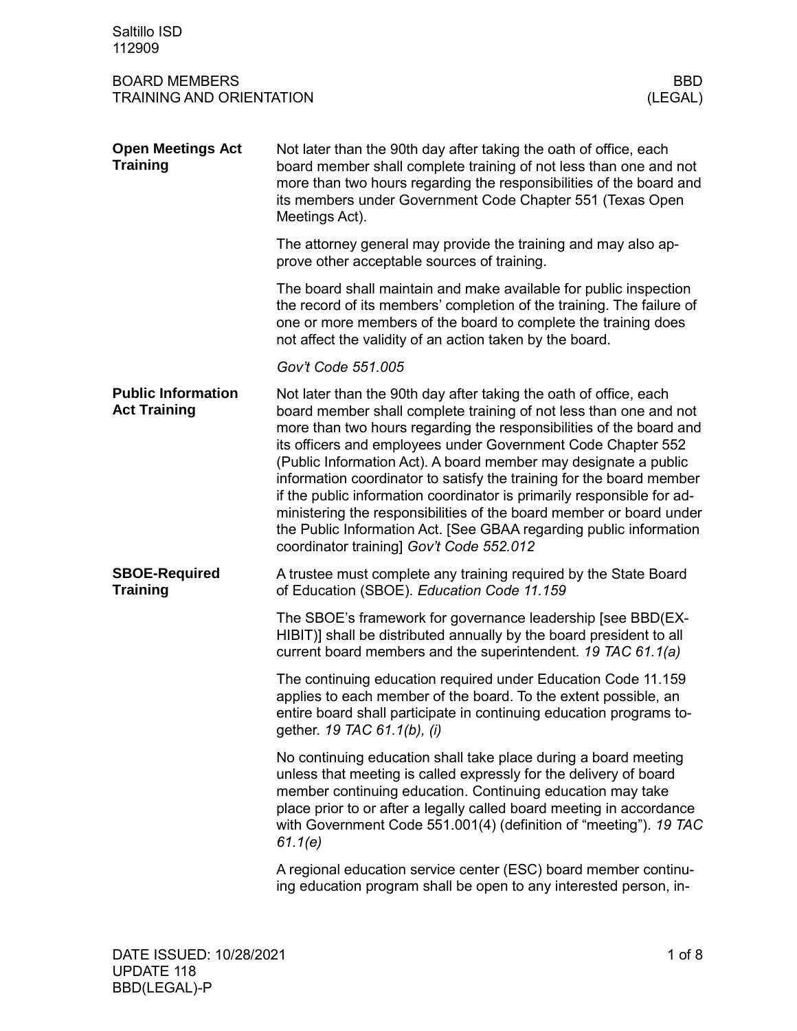## Open Meetings Act Training

Not later than the 90th day after taking the oath of office, each board member shall complete training of not less than one and not more than two hours regarding the responsibilities of the board and its members under Government Code Chapter 551 (Texas Open Meetings Act).

The attorney general may provide the training and may also approve other acceptable sources of training.

The board shall maintain and make available for public inspection the record of its members' completion of the training. The failure of one or more members of the board to complete the training does not affect the validity of an action taken by the board.

*Gov't Code 551.005*

## Public Information Act Training

Not later than the 90th day after taking the oath of office, each board member shall complete training of not less than one and not more than two hours regarding the responsibilities of the board and its officers and employees under Government Code Chapter 552 (Public Information Act). A board member may designate a public information coordinator to satisfy the training for the board member if the public information coordinator is primarily responsible for administering the responsibilities of the board member or board under the Public Information Act. [See GBAA regarding public information coordinator training] *Gov't Code 552.012*

## SBOE-Required Training

A trustee must complete any training required by the State Board of Education (SBOE). *Education Code 11.159*

The SBOE's framework for governance leadership [see BBD(EXHIBIT)] shall be distributed annually by the board president to all current board members and the superintendent. *19 TAC 61.1(a)*

The continuing education required under Education Code 11.159 applies to each member of the board. To the extent possible, an entire board shall participate in continuing education programs together. *19 TAC 61.1(b), (i)*

No continuing education shall take place during a board meeting unless that meeting is called expressly for the delivery of board member continuing education. Continuing education may take place prior to or after a legally called board meeting in accordance with Government Code 551.001(4) (definition of "meeting"). *19 TAC 61.1(e)*

A regional education service center (ESC) board member continuing education program shall be open to any interested person, in-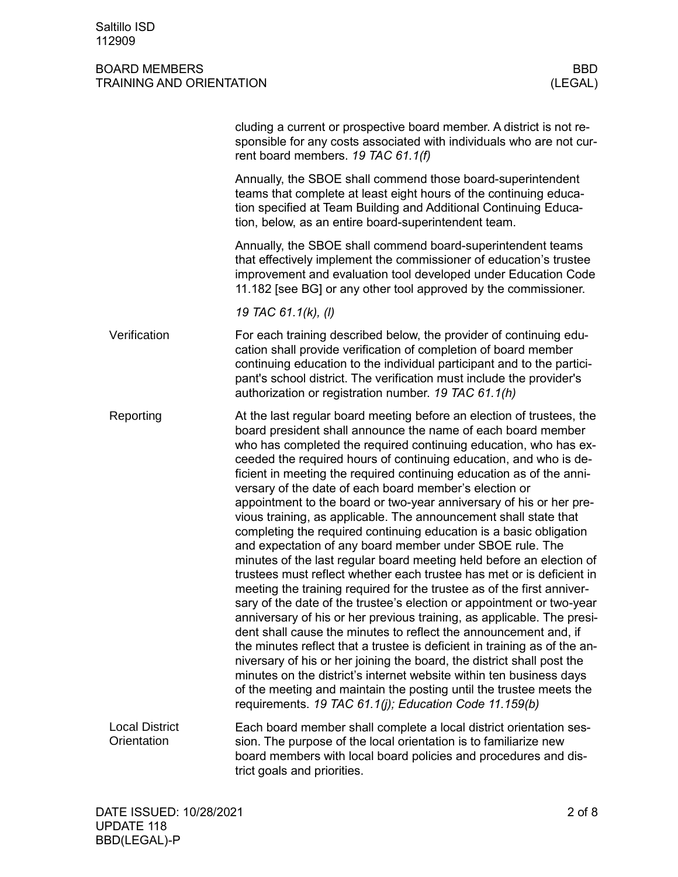cluding a current or prospective board member. A district is not responsible for any costs associated with individuals who are not current board members. *19 TAC 61.1(f)*

Annually, the SBOE shall commend those board-superintendent teams that complete at least eight hours of the continuing education specified at Team Building and Additional Continuing Education, below, as an entire board-superintendent team.

Annually, the SBOE shall commend board-superintendent teams that effectively implement the commissioner of education's trustee improvement and evaluation tool developed under Education Code 11.182 [see BG] or any other tool approved by the commissioner.

*19 TAC 61.1(k), (l)*

## Verification

For each training described below, the provider of continuing education shall provide verification of completion of board member continuing education to the individual participant and to the participant's school district. The verification must include the provider's authorization or registration number. *19 TAC 61.1(h)*

## Reporting

At the last regular board meeting before an election of trustees, the board president shall announce the name of each board member who has completed the required continuing education, who has exceeded the required hours of continuing education, and who is deficient in meeting the required continuing education as of the anniversary of the date of each board member's election or appointment to the board or two-year anniversary of his or her previous training, as applicable. The announcement shall state that completing the required continuing education is a basic obligation and expectation of any board member under SBOE rule. The minutes of the last regular board meeting held before an election of trustees must reflect whether each trustee has met or is deficient in meeting the training required for the trustee as of the first anniversary of the date of the trustee's election or appointment or two-year anniversary of his or her previous training, as applicable. The president shall cause the minutes to reflect the announcement and, if the minutes reflect that a trustee is deficient in training as of the anniversary of his or her joining the board, the district shall post the minutes on the district's internet website within ten business days of the meeting and maintain the posting until the trustee meets the requirements. *19 TAC 61.1(j); Education Code 11.159(b)*

## Local District Orientation

Each board member shall complete a local district orientation session. The purpose of the local orientation is to familiarize new board members with local board policies and procedures and district goals and priorities.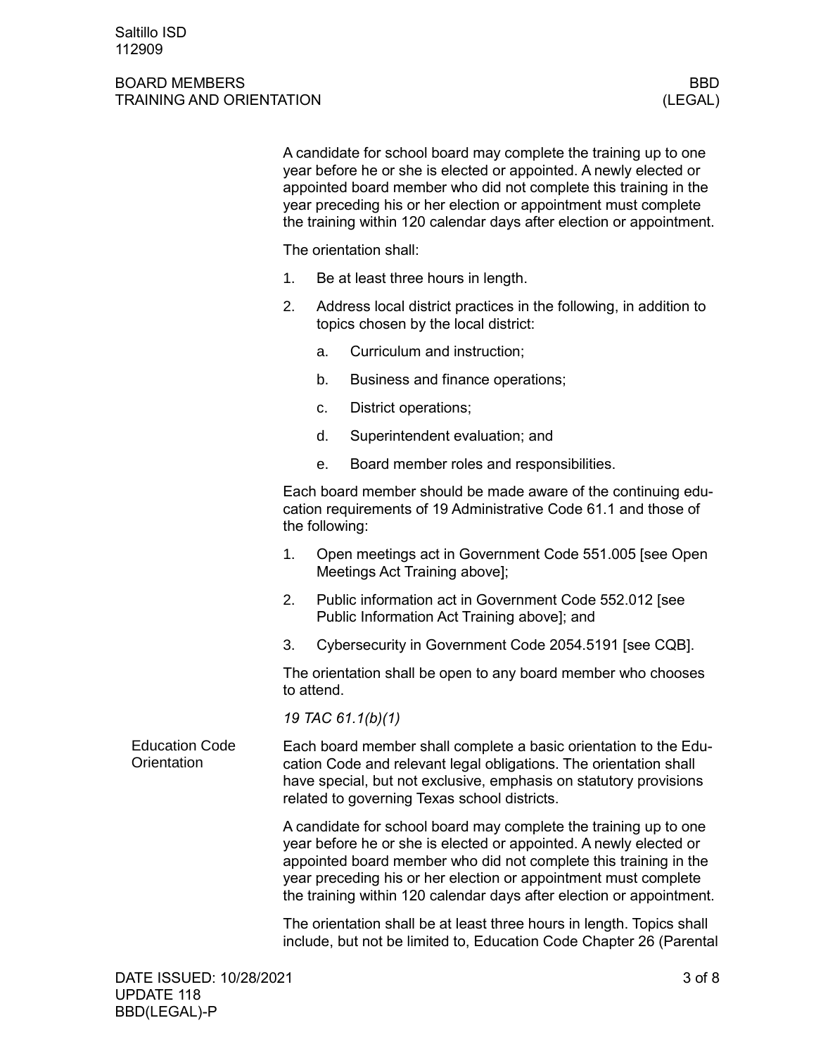A candidate for school board may complete the training up to one year before he or she is elected or appointed. A newly elected or appointed board member who did not complete this training in the year preceding his or her election or appointment must complete the training within 120 calendar days after election or appointment.

The orientation shall:

1. Be at least three hours in length.
2. Address local district practices in the following, in addition to topics chosen by the local district:
   a. Curriculum and instruction;
   b. Business and finance operations;
   c. District operations;
   d. Superintendent evaluation; and
   e. Board member roles and responsibilities.

Each board member should be made aware of the continuing education requirements of 19 Administrative Code 61.1 and those of the following:

1. Open meetings act in Government Code 551.005 [see Open Meetings Act Training above];
2. Public information act in Government Code 552.012 [see Public Information Act Training above]; and
3. Cybersecurity in Government Code 2054.5191 [see CQB].

The orientation shall be open to any board member who chooses to attend.

*19 TAC 61.1(b)(1)*

## Education Code Orientation

Each board member shall complete a basic orientation to the Education Code and relevant legal obligations. The orientation shall have special, but not exclusive, emphasis on statutory provisions related to governing Texas school districts.

A candidate for school board may complete the training up to one year before he or she is elected or appointed. A newly elected or appointed board member who did not complete this training in the year preceding his or her election or appointment must complete the training within 120 calendar days after election or appointment.

The orientation shall be at least three hours in length. Topics shall include, but not be limited to, Education Code Chapter 26 (Parental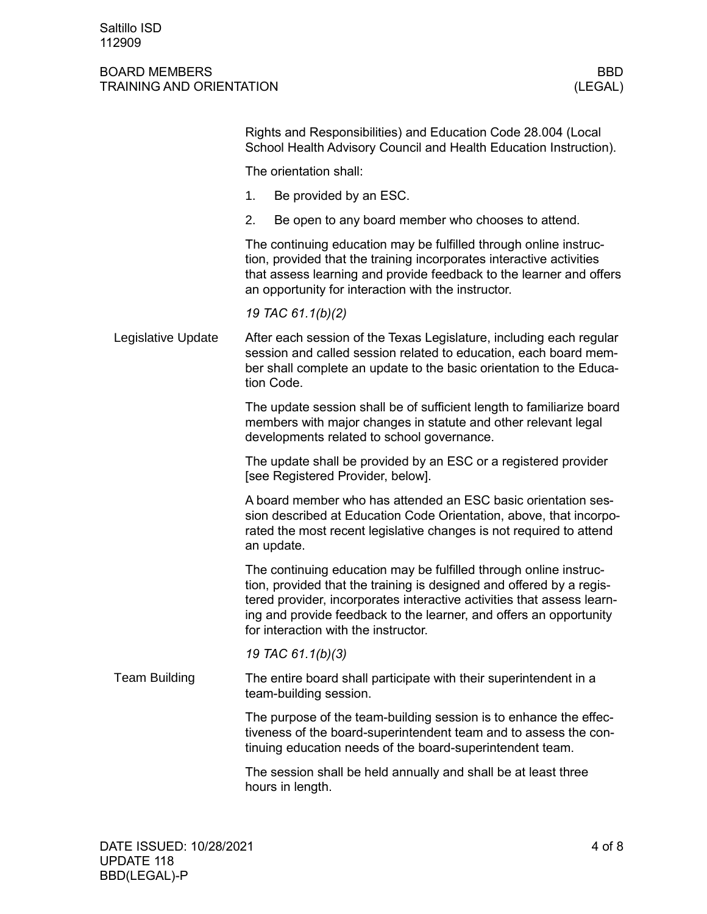Rights and Responsibilities) and Education Code 28.004 (Local School Health Advisory Council and Health Education Instruction).

The orientation shall:

1. Be provided by an ESC.
2. Be open to any board member who chooses to attend.

The continuing education may be fulfilled through online instruction, provided that the training incorporates interactive activities that assess learning and provide feedback to the learner and offers an opportunity for interaction with the instructor.

*19 TAC 61.1(b)(2)*

### Legislative Update

After each session of the Texas Legislature, including each regular session and called session related to education, each board member shall complete an update to the basic orientation to the Education Code.

The update session shall be of sufficient length to familiarize board members with major changes in statute and other relevant legal developments related to school governance.

The update shall be provided by an ESC or a registered provider [see Registered Provider, below].

A board member who has attended an ESC basic orientation session described at Education Code Orientation, above, that incorporated the most recent legislative changes is not required to attend an update.

The continuing education may be fulfilled through online instruction, provided that the training is designed and offered by a registered provider, incorporates interactive activities that assess learning and provide feedback to the learner, and offers an opportunity for interaction with the instructor.

*19 TAC 61.1(b)(3)*

### Team Building

The entire board shall participate with their superintendent in a team-building session.

The purpose of the team-building session is to enhance the effectiveness of the board-superintendent team and to assess the continuing education needs of the board-superintendent team.

The session shall be held annually and shall be at least three hours in length.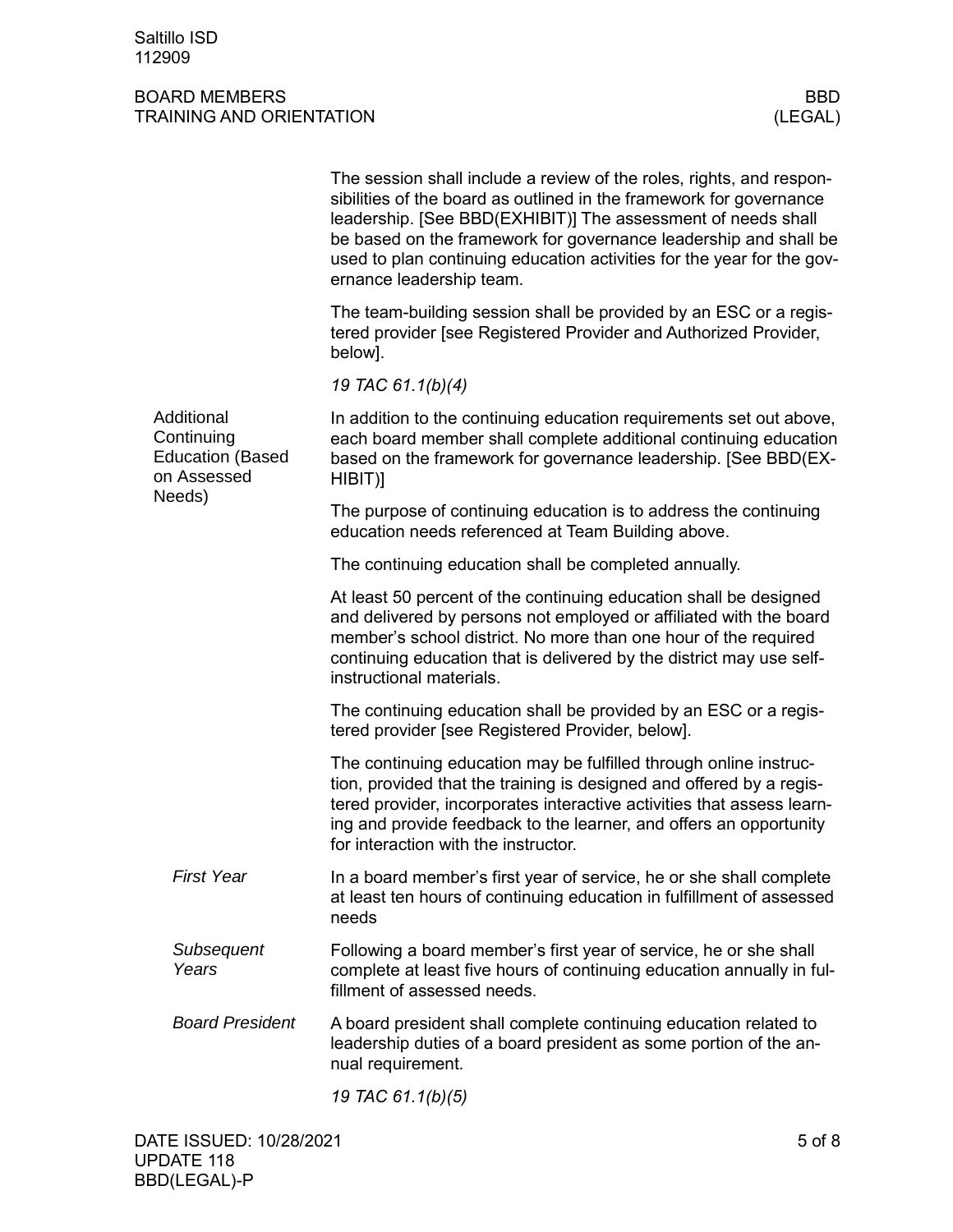The session shall include a review of the roles, rights, and responsibilities of the board as outlined in the framework for governance leadership. [See BBD(EXHIBIT)] The assessment of needs shall be based on the framework for governance leadership and shall be used to plan continuing education activities for the year for the governance leadership team.

The team-building session shall be provided by an ESC or a registered provider [see Registered Provider and Authorized Provider, below].

*19 TAC 61.1(b)(4)*

## Additional Continuing Education (Based on Assessed Needs)

In addition to the continuing education requirements set out above, each board member shall complete additional continuing education based on the framework for governance leadership. [See BBD(EXHIBIT)]

The purpose of continuing education is to address the continuing education needs referenced at Team Building above.

The continuing education shall be completed annually.

At least 50 percent of the continuing education shall be designed and delivered by persons not employed or affiliated with the board member's school district. No more than one hour of the required continuing education that is delivered by the district may use self-instructional materials.

The continuing education shall be provided by an ESC or a registered provider [see Registered Provider, below].

The continuing education may be fulfilled through online instruction, provided that the training is designed and offered by a registered provider, incorporates interactive activities that assess learning and provide feedback to the learner, and offers an opportunity for interaction with the instructor.

### *First Year*

In a board member's first year of service, he or she shall complete at least ten hours of continuing education in fulfillment of assessed needs

### *Subsequent Years*

Following a board member's first year of service, he or she shall complete at least five hours of continuing education annually in fulfillment of assessed needs.

### *Board President*

A board president shall complete continuing education related to leadership duties of a board president as some portion of the annual requirement.

*19 TAC 61.1(b)(5)*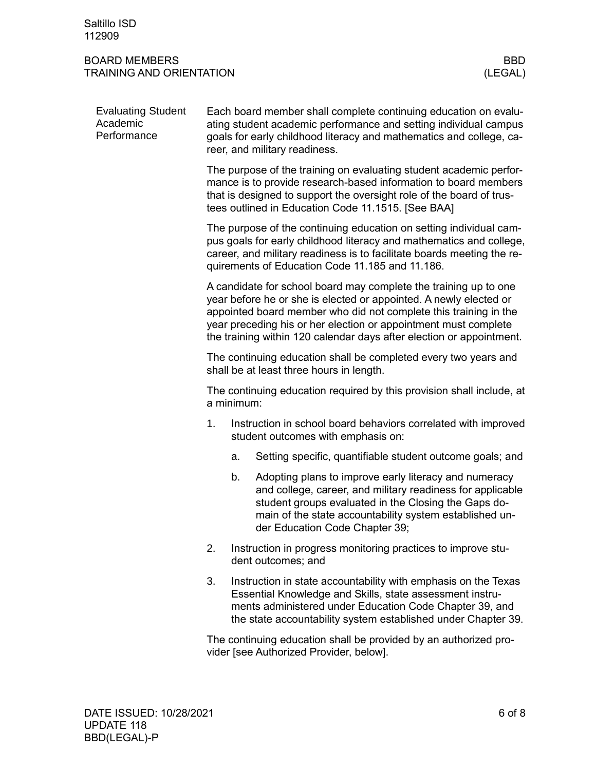### Evaluating Student Academic Performance

Each board member shall complete continuing education on evaluating student academic performance and setting individual campus goals for early childhood literacy and mathematics and college, career, and military readiness.

The purpose of the training on evaluating student academic performance is to provide research-based information to board members that is designed to support the oversight role of the board of trustees outlined in Education Code 11.1515. [See BAA]

The purpose of the continuing education on setting individual campus goals for early childhood literacy and mathematics and college, career, and military readiness is to facilitate boards meeting the requirements of Education Code 11.185 and 11.186.

A candidate for school board may complete the training up to one year before he or she is elected or appointed. A newly elected or appointed board member who did not complete this training in the year preceding his or her election or appointment must complete the training within 120 calendar days after election or appointment.

The continuing education shall be completed every two years and shall be at least three hours in length.

The continuing education required by this provision shall include, at a minimum:

1. Instruction in school board behaviors correlated with improved student outcomes with emphasis on:
   a. Setting specific, quantifiable student outcome goals; and
   b. Adopting plans to improve early literacy and numeracy and college, career, and military readiness for applicable student groups evaluated in the Closing the Gaps domain of the state accountability system established under Education Code Chapter 39;
2. Instruction in progress monitoring practices to improve student outcomes; and
3. Instruction in state accountability with emphasis on the Texas Essential Knowledge and Skills, state assessment instruments administered under Education Code Chapter 39, and the state accountability system established under Chapter 39.

The continuing education shall be provided by an authorized provider [see Authorized Provider, below].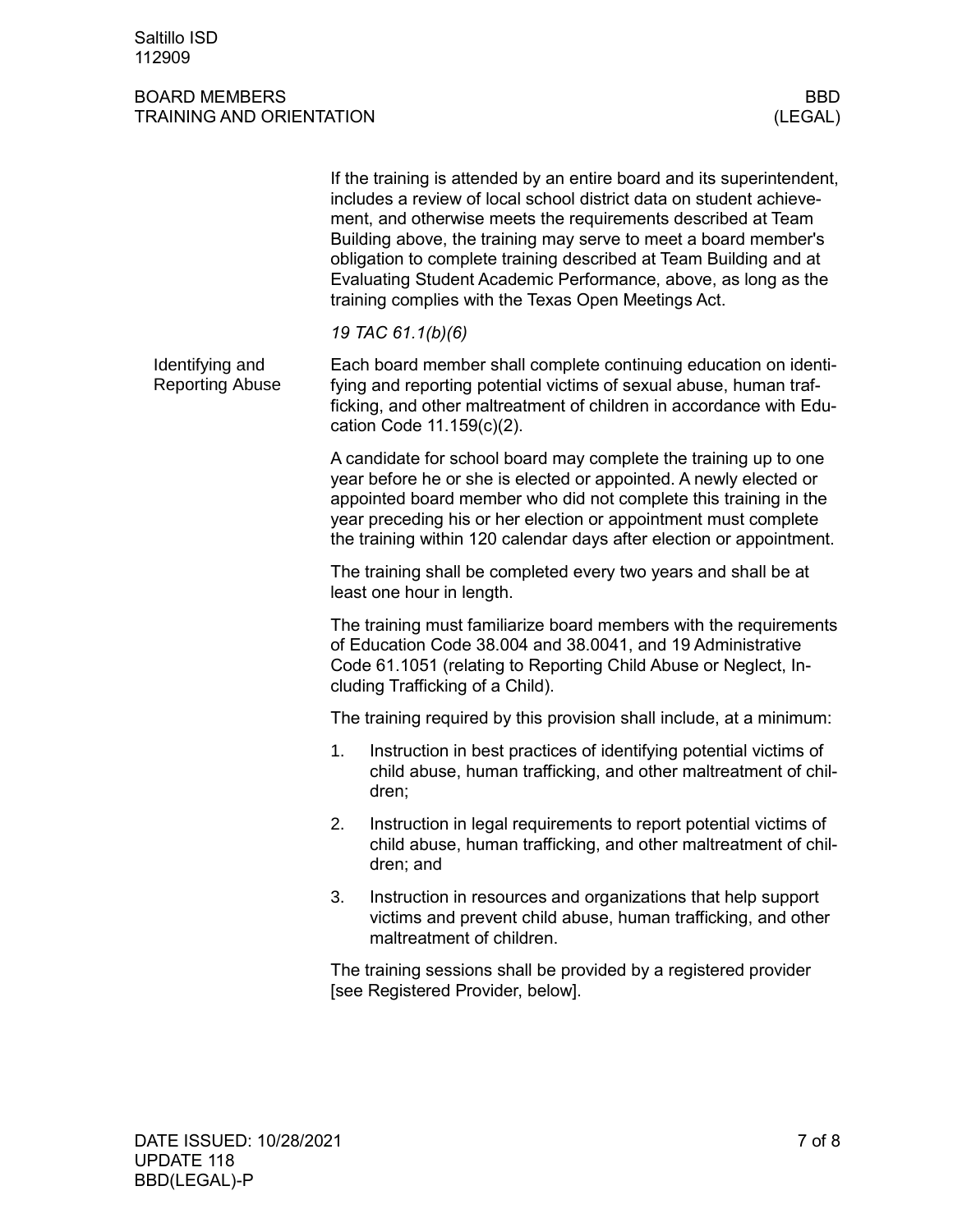If the training is attended by an entire board and its superintendent, includes a review of local school district data on student achievement, and otherwise meets the requirements described at Team Building above, the training may serve to meet a board member's obligation to complete training described at Team Building and at Evaluating Student Academic Performance, above, as long as the training complies with the Texas Open Meetings Act.

*19 TAC 61.1(b)(6)*

## Identifying and Reporting Abuse

Each board member shall complete continuing education on identifying and reporting potential victims of sexual abuse, human trafficking, and other maltreatment of children in accordance with Education Code 11.159(c)(2).

A candidate for school board may complete the training up to one year before he or she is elected or appointed. A newly elected or appointed board member who did not complete this training in the year preceding his or her election or appointment must complete the training within 120 calendar days after election or appointment.

The training shall be completed every two years and shall be at least one hour in length.

The training must familiarize board members with the requirements of Education Code 38.004 and 38.0041, and 19 Administrative Code 61.1051 (relating to Reporting Child Abuse or Neglect, Including Trafficking of a Child).

The training required by this provision shall include, at a minimum:

1. Instruction in best practices of identifying potential victims of child abuse, human trafficking, and other maltreatment of children;
2. Instruction in legal requirements to report potential victims of child abuse, human trafficking, and other maltreatment of children; and
3. Instruction in resources and organizations that help support victims and prevent child abuse, human trafficking, and other maltreatment of children.

The training sessions shall be provided by a registered provider [see Registered Provider, below].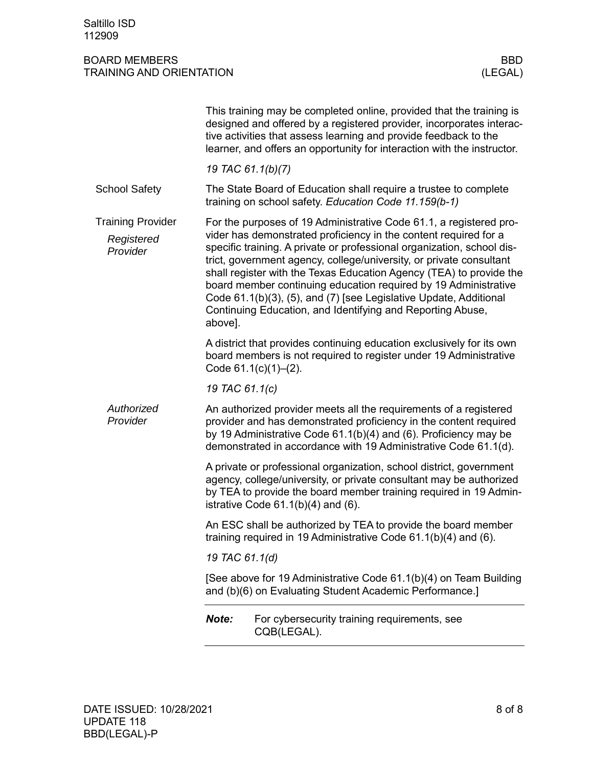This training may be completed online, provided that the training is designed and offered by a registered provider, incorporates interactive activities that assess learning and provide feedback to the learner, and offers an opportunity for interaction with the instructor.

*19 TAC 61.1(b)(7)*

## School Safety

The State Board of Education shall require a trustee to complete training on school safety. *Education Code 11.159(b-1)*

## Training Provider

### *Registered Provider*

For the purposes of 19 Administrative Code 61.1, a registered provider has demonstrated proficiency in the content required for a specific training. A private or professional organization, school district, government agency, college/university, or private consultant shall register with the Texas Education Agency (TEA) to provide the board member continuing education required by 19 Administrative Code 61.1(b)(3), (5), and (7) [see Legislative Update, Additional Continuing Education, and Identifying and Reporting Abuse, above].

A district that provides continuing education exclusively for its own board members is not required to register under 19 Administrative Code 61.1(c)(1)–(2).

*19 TAC 61.1(c)*

### *Authorized Provider*

An authorized provider meets all the requirements of a registered provider and has demonstrated proficiency in the content required by 19 Administrative Code 61.1(b)(4) and (6). Proficiency may be demonstrated in accordance with 19 Administrative Code 61.1(d).

A private or professional organization, school district, government agency, college/university, or private consultant may be authorized by TEA to provide the board member training required in 19 Administrative Code 61.1(b)(4) and (6).

An ESC shall be authorized by TEA to provide the board member training required in 19 Administrative Code 61.1(b)(4) and (6).

*19 TAC 61.1(d)*

[See above for 19 Administrative Code 61.1(b)(4) on Team Building and (b)(6) on Evaluating Student Academic Performance.]

***Note:*** For cybersecurity training requirements, see CQB(LEGAL).